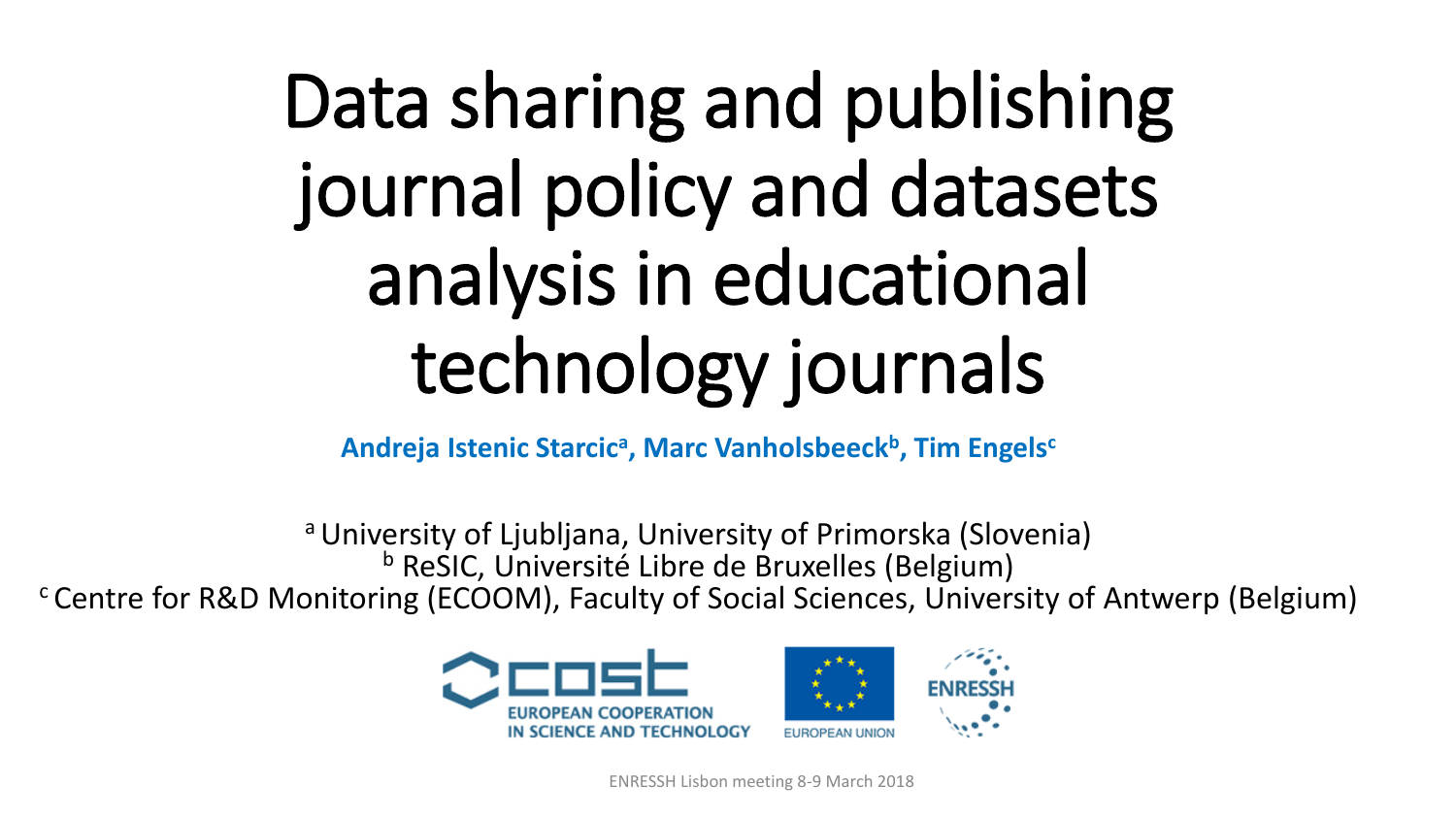# Data sharing and publishing journal policy and datasets analysis in educational technology journals

**Andreja Istenic Starcic[a], Marc Vanholsbeeck[b], Tim Engels[c]**

[a] University of Ljubljana, University of Primorska (Slovenia)
[b] ReSIC, Université Libre de Bruxelles (Belgium)
[c] Centre for R&D Monitoring (ECOOM), Faculty of Social Sciences, University of Antwerp (Belgium)

COST EUROPEAN COOPERATION IN SCIENCE AND TECHNOLOGY

EUROPEAN UNION

ENRESSH

ENRESSH Lisbon meeting 8-9 March 2018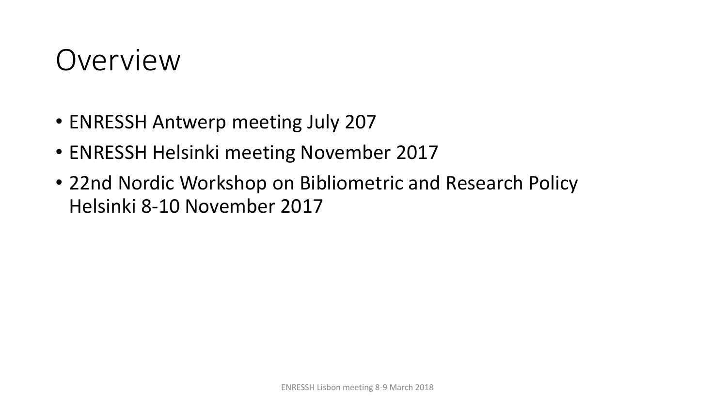# Overview

- ENRESSH Antwerp meeting July 207
- ENRESSH Helsinki meeting November 2017
- 22nd Nordic Workshop on Bibliometric and Research Policy Helsinki 8-10 November 2017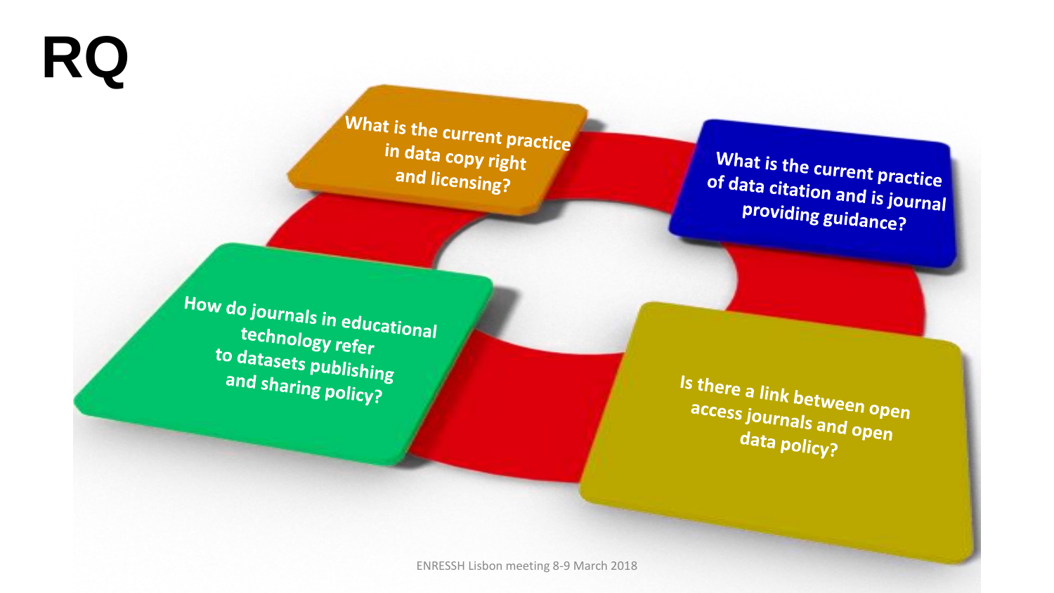# RQ

What is the current practice in data copy right and licensing?

What is the current practice of data citation and is journal providing guidance?

How do journals in educational technology refer to datasets publishing and sharing policy?

Is there a link between open access journals and open data policy?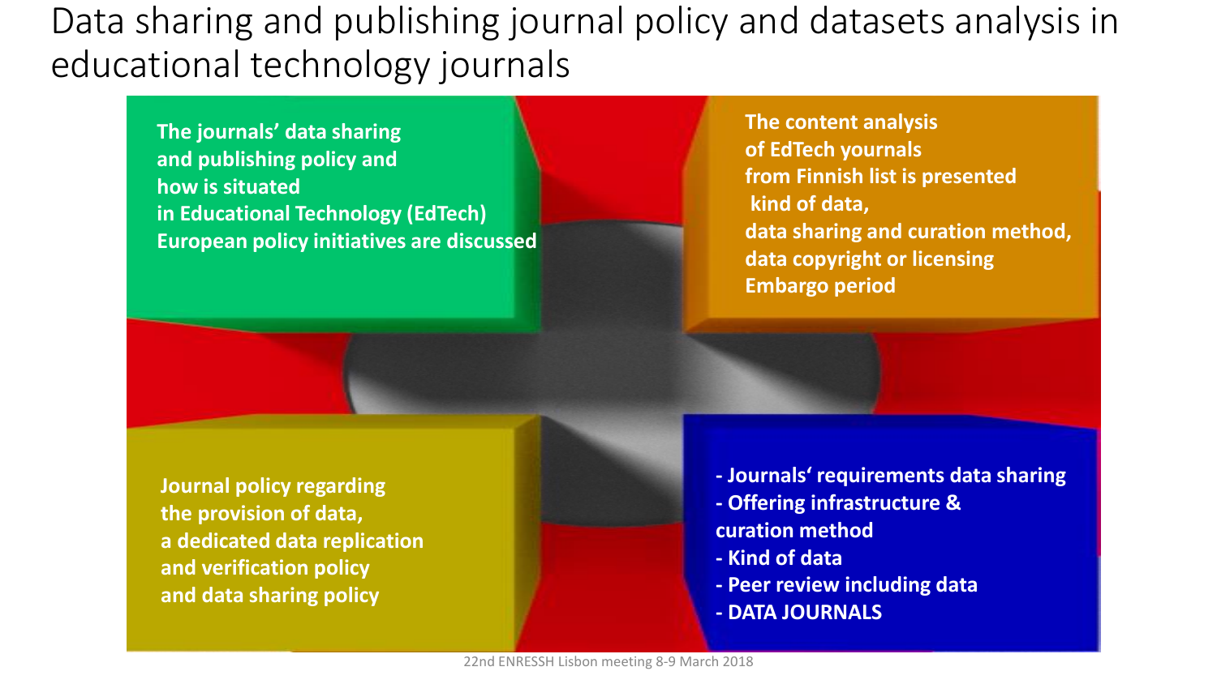# Data sharing and publishing journal policy and datasets analysis in educational technology journals

**The journals' data sharing and publishing policy and how is situated in Educational Technology (EdTech) European policy initiatives are discussed**

**The content analysis of EdTech yournals from Finnish list is presented kind of data, data sharing and curation method, data copyright or licensing Embargo period**

**Journal policy regarding the provision of data, a dedicated data replication and verification policy and data sharing policy**

- **Journals' requirements data sharing**
- **Offering infrastructure & curation method**
- **Kind of data**
- **Peer review including data**
- **DATA JOURNALS**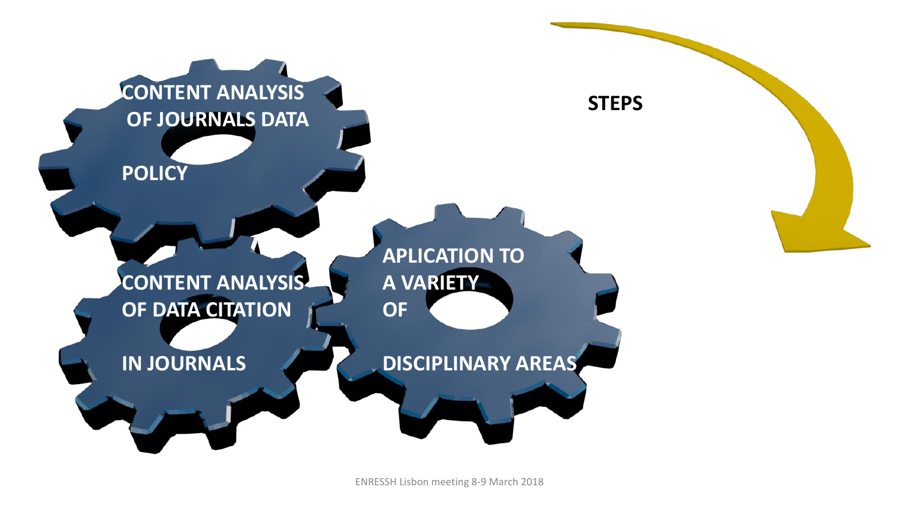**STEPS**

**CONTENT ANALYSIS OF JOURNALS DATA**

**POLICY**

**CONTENT ANALYSIS OF DATA CITATION**

**IN JOURNALS**

**APLICATION TO A VARIETY OF**

**DISCIPLINARY AREAS**